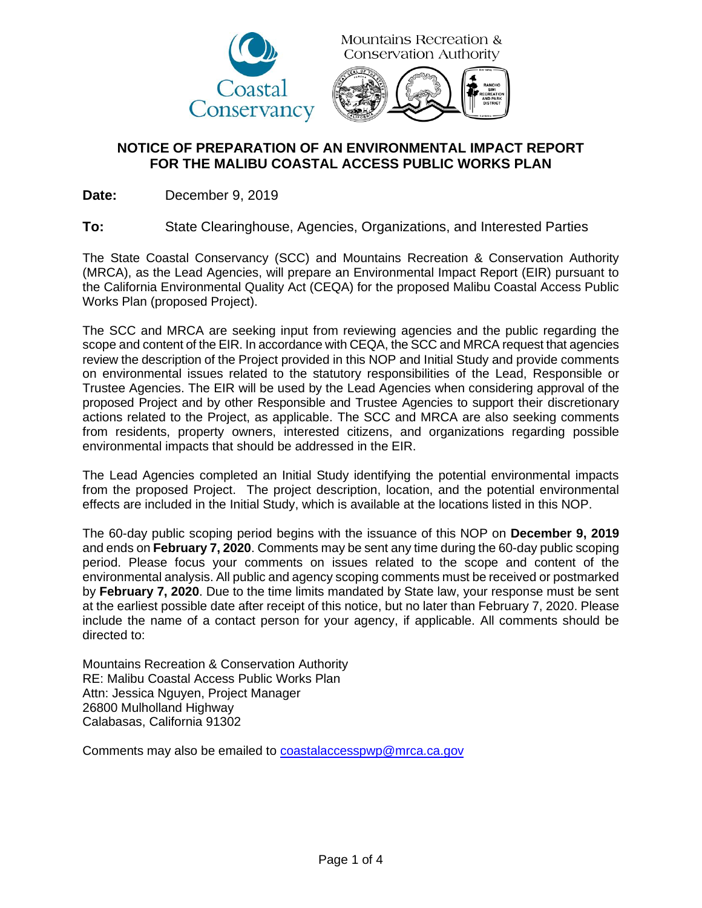Coastal Conservancy

Mountains Recreation & Conservation Authority

# NOTICE OF PREPARATION OF AN ENVIRONMENTAL IMPACT REPORT FOR THE MALIBU COASTAL ACCESS PUBLIC WORKS PLAN

**Date:** December 9, 2019

**To:** State Clearinghouse, Agencies, Organizations, and Interested Parties

The State Coastal Conservancy (SCC) and Mountains Recreation & Conservation Authority (MRCA), as the Lead Agencies, will prepare an Environmental Impact Report (EIR) pursuant to the California Environmental Quality Act (CEQA) for the proposed Malibu Coastal Access Public Works Plan (proposed Project).

The SCC and MRCA are seeking input from reviewing agencies and the public regarding the scope and content of the EIR. In accordance with CEQA, the SCC and MRCA request that agencies review the description of the Project provided in this NOP and Initial Study and provide comments on environmental issues related to the statutory responsibilities of the Lead, Responsible or Trustee Agencies. The EIR will be used by the Lead Agencies when considering approval of the proposed Project and by other Responsible and Trustee Agencies to support their discretionary actions related to the Project, as applicable. The SCC and MRCA are also seeking comments from residents, property owners, interested citizens, and organizations regarding possible environmental impacts that should be addressed in the EIR.

The Lead Agencies completed an Initial Study identifying the potential environmental impacts from the proposed Project. The project description, location, and the potential environmental effects are included in the Initial Study, which is available at the locations listed in this NOP.

The 60-day public scoping period begins with the issuance of this NOP on **December 9, 2019** and ends on **February 7, 2020**. Comments may be sent any time during the 60-day public scoping period. Please focus your comments on issues related to the scope and content of the environmental analysis. All public and agency scoping comments must be received or postmarked by **February 7, 2020**. Due to the time limits mandated by State law, your response must be sent at the earliest possible date after receipt of this notice, but no later than February 7, 2020. Please include the name of a contact person for your agency, if applicable. All comments should be directed to:

Mountains Recreation & Conservation Authority
RE: Malibu Coastal Access Public Works Plan
Attn: Jessica Nguyen, Project Manager
26800 Mulholland Highway
Calabasas, California 91302

Comments may also be emailed to coastalaccesspwp@mrca.ca.gov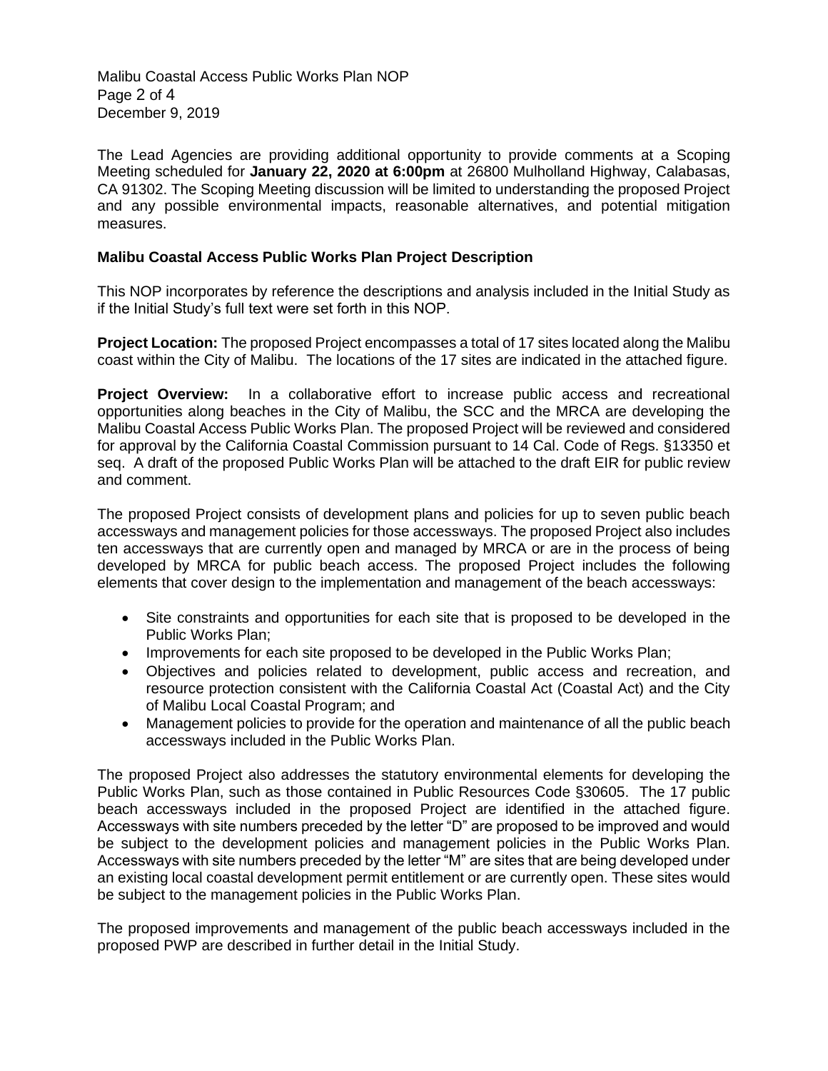The Lead Agencies are providing additional opportunity to provide comments at a Scoping Meeting scheduled for **January 22, 2020 at 6:00pm** at 26800 Mulholland Highway, Calabasas, CA 91302. The Scoping Meeting discussion will be limited to understanding the proposed Project and any possible environmental impacts, reasonable alternatives, and potential mitigation measures.

**Malibu Coastal Access Public Works Plan Project Description**

This NOP incorporates by reference the descriptions and analysis included in the Initial Study as if the Initial Study's full text were set forth in this NOP.

**Project Location:** The proposed Project encompasses a total of 17 sites located along the Malibu coast within the City of Malibu. The locations of the 17 sites are indicated in the attached figure.

**Project Overview:** In a collaborative effort to increase public access and recreational opportunities along beaches in the City of Malibu, the SCC and the MRCA are developing the Malibu Coastal Access Public Works Plan. The proposed Project will be reviewed and considered for approval by the California Coastal Commission pursuant to 14 Cal. Code of Regs. §13350 et seq. A draft of the proposed Public Works Plan will be attached to the draft EIR for public review and comment.

The proposed Project consists of development plans and policies for up to seven public beach accessways and management policies for those accessways. The proposed Project also includes ten accessways that are currently open and managed by MRCA or are in the process of being developed by MRCA for public beach access. The proposed Project includes the following elements that cover design to the implementation and management of the beach accessways:

- Site constraints and opportunities for each site that is proposed to be developed in the Public Works Plan;
- Improvements for each site proposed to be developed in the Public Works Plan;
- Objectives and policies related to development, public access and recreation, and resource protection consistent with the California Coastal Act (Coastal Act) and the City of Malibu Local Coastal Program; and
- Management policies to provide for the operation and maintenance of all the public beach accessways included in the Public Works Plan.

The proposed Project also addresses the statutory environmental elements for developing the Public Works Plan, such as those contained in Public Resources Code §30605. The 17 public beach accessways included in the proposed Project are identified in the attached figure. Accessways with site numbers preceded by the letter "D" are proposed to be improved and would be subject to the development policies and management policies in the Public Works Plan. Accessways with site numbers preceded by the letter "M" are sites that are being developed under an existing local coastal development permit entitlement or are currently open. These sites would be subject to the management policies in the Public Works Plan.

The proposed improvements and management of the public beach accessways included in the proposed PWP are described in further detail in the Initial Study.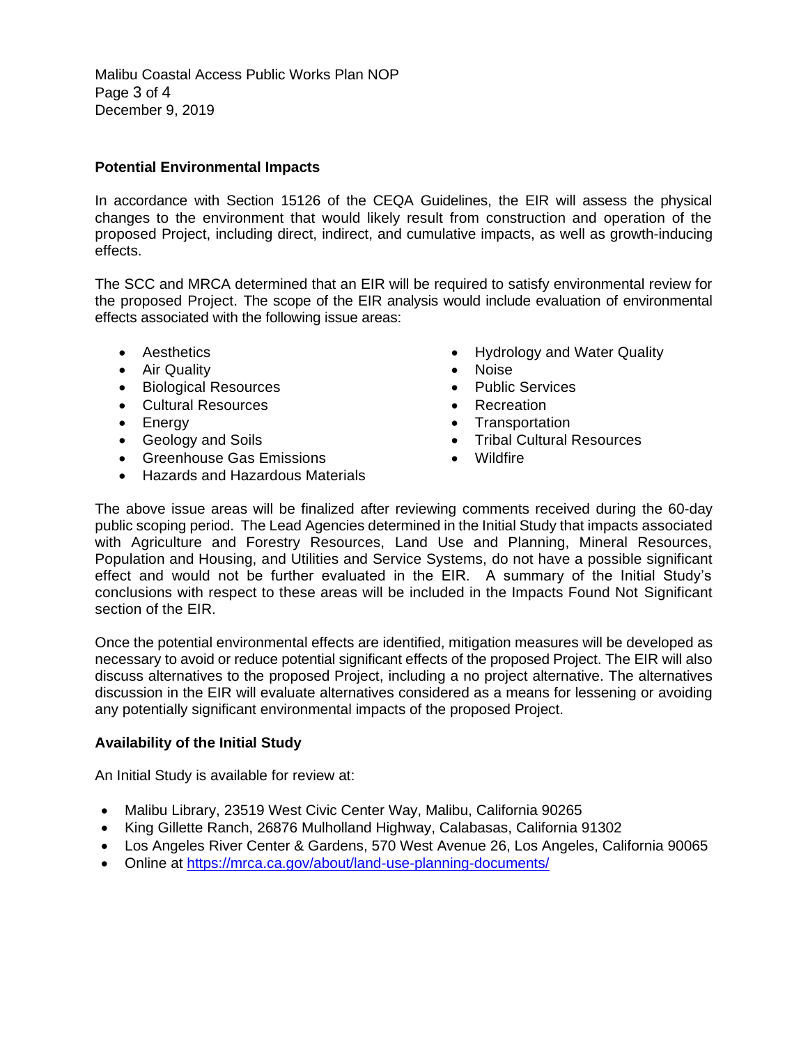### Potential Environmental Impacts

In accordance with Section 15126 of the CEQA Guidelines, the EIR will assess the physical changes to the environment that would likely result from construction and operation of the proposed Project, including direct, indirect, and cumulative impacts, as well as growth-inducing effects.

The SCC and MRCA determined that an EIR will be required to satisfy environmental review for the proposed Project. The scope of the EIR analysis would include evaluation of environmental effects associated with the following issue areas:

- Aesthetics
- Air Quality
- Biological Resources
- Cultural Resources
- Energy
- Geology and Soils
- Greenhouse Gas Emissions
- Hazards and Hazardous Materials
- Hydrology and Water Quality
- Noise
- Public Services
- Recreation
- Transportation
- Tribal Cultural Resources
- Wildfire

The above issue areas will be finalized after reviewing comments received during the 60-day public scoping period. The Lead Agencies determined in the Initial Study that impacts associated with Agriculture and Forestry Resources, Land Use and Planning, Mineral Resources, Population and Housing, and Utilities and Service Systems, do not have a possible significant effect and would not be further evaluated in the EIR. A summary of the Initial Study's conclusions with respect to these areas will be included in the Impacts Found Not Significant section of the EIR.

Once the potential environmental effects are identified, mitigation measures will be developed as necessary to avoid or reduce potential significant effects of the proposed Project. The EIR will also discuss alternatives to the proposed Project, including a no project alternative. The alternatives discussion in the EIR will evaluate alternatives considered as a means for lessening or avoiding any potentially significant environmental impacts of the proposed Project.

### Availability of the Initial Study

An Initial Study is available for review at:

- Malibu Library, 23519 West Civic Center Way, Malibu, California 90265
- King Gillette Ranch, 26876 Mulholland Highway, Calabasas, California 91302
- Los Angeles River Center & Gardens, 570 West Avenue 26, Los Angeles, California 90065
- Online at https://mrca.ca.gov/about/land-use-planning-documents/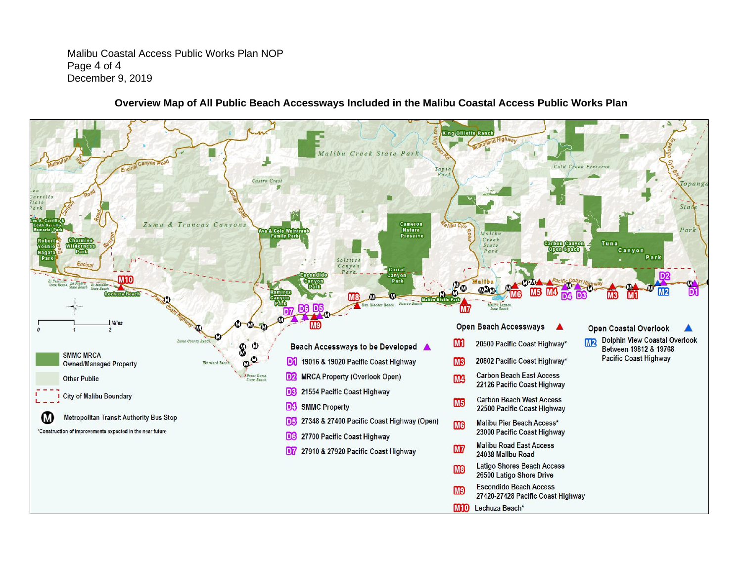## Overview Map of All Public Beach Accessways Included in the Malibu Coastal Access Public Works Plan

SMMC MRCA Owned/Managed Property

Other Public

City of Malibu Boundary

Metropolitan Transit Authority Bus Stop

*Construction of improvements expected in the near future

0 1 2 Miles

**Beach Accessways to be Developed**

- D1 19016 & 19020 Pacific Coast Highway
- D2 MRCA Property (Overlook Open)
- D3 21554 Pacific Coast Highway
- D4 SMMC Property
- D5 27348 & 27400 Pacific Coast Highway (Open)
- D6 27700 Pacific Coast Highway
- D7 27910 & 27920 Pacific Coast Highway

**Open Beach Accessways**

- M1 20500 Pacific Coast Highway*
- M3 20802 Pacific Coast Highway*
- M4 Carbon Beach East Access 22126 Pacific Coast Highway
- M5 Carbon Beach West Access 22500 Pacific Coast Highway
- M6 Malibu Pier Beach Access* 23000 Pacific Coast Highway
- M7 Malibu Road East Access 24038 Malibu Road
- M8 Latigo Shores Beach Access 26500 Latigo Shore Drive
- M9 Escondido Beach Access 27420-27428 Pacific Coast Highway
- M10 Lechuza Beach*

**Open Coastal Overlook**

- M2 Dolphin View Coastal Overlook Between 19812 & 19768 Pacific Coast Highway